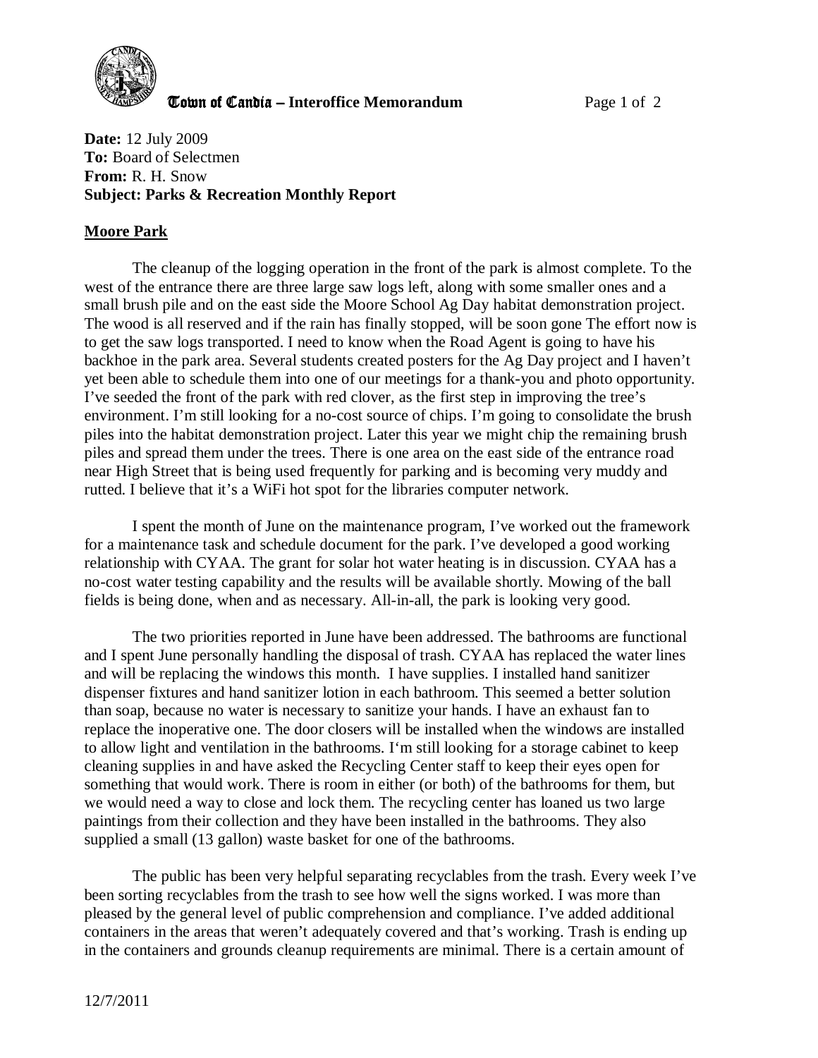**Town of Candia – Interoffice Memorandum**

**Date:** 12 July 2009
**To:** Board of Selectmen
**From:** R. H. Snow
**Subject: Parks & Recreation Monthly Report**

## Moore Park

The cleanup of the logging operation in the front of the park is almost complete. To the west of the entrance there are three large saw logs left, along with some smaller ones and a small brush pile and on the east side the Moore School Ag Day habitat demonstration project. The wood is all reserved and if the rain has finally stopped, will be soon gone The effort now is to get the saw logs transported. I need to know when the Road Agent is going to have his backhoe in the park area. Several students created posters for the Ag Day project and I haven't yet been able to schedule them into one of our meetings for a thank-you and photo opportunity. I've seeded the front of the park with red clover, as the first step in improving the tree's environment. I'm still looking for a no-cost source of chips. I'm going to consolidate the brush piles into the habitat demonstration project. Later this year we might chip the remaining brush piles and spread them under the trees. There is one area on the east side of the entrance road near High Street that is being used frequently for parking and is becoming very muddy and rutted. I believe that it's a WiFi hot spot for the libraries computer network.

I spent the month of June on the maintenance program, I've worked out the framework for a maintenance task and schedule document for the park. I've developed a good working relationship with CYAA. The grant for solar hot water heating is in discussion. CYAA has a no-cost water testing capability and the results will be available shortly. Mowing of the ball fields is being done, when and as necessary. All-in-all, the park is looking very good.

The two priorities reported in June have been addressed. The bathrooms are functional and I spent June personally handling the disposal of trash. CYAA has replaced the water lines and will be replacing the windows this month. I have supplies. I installed hand sanitizer dispenser fixtures and hand sanitizer lotion in each bathroom. This seemed a better solution than soap, because no water is necessary to sanitize your hands. I have an exhaust fan to replace the inoperative one. The door closers will be installed when the windows are installed to allow light and ventilation in the bathrooms. I'm still looking for a storage cabinet to keep cleaning supplies in and have asked the Recycling Center staff to keep their eyes open for something that would work. There is room in either (or both) of the bathrooms for them, but we would need a way to close and lock them. The recycling center has loaned us two large paintings from their collection and they have been installed in the bathrooms. They also supplied a small (13 gallon) waste basket for one of the bathrooms.

The public has been very helpful separating recyclables from the trash. Every week I've been sorting recyclables from the trash to see how well the signs worked. I was more than pleased by the general level of public comprehension and compliance. I've added additional containers in the areas that weren't adequately covered and that's working. Trash is ending up in the containers and grounds cleanup requirements are minimal. There is a certain amount of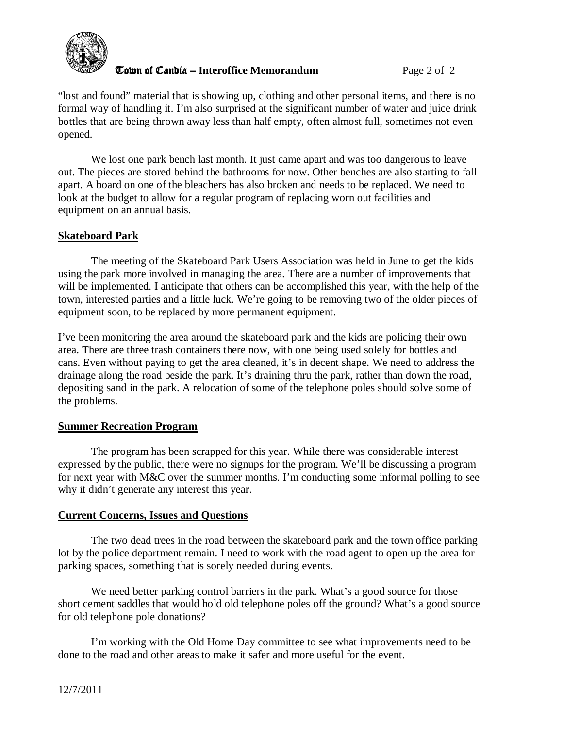"lost and found" material that is showing up, clothing and other personal items, and there is no formal way of handling it. I'm also surprised at the significant number of water and juice drink bottles that are being thrown away less than half empty, often almost full, sometimes not even opened.

We lost one park bench last month. It just came apart and was too dangerous to leave out. The pieces are stored behind the bathrooms for now. Other benches are also starting to fall apart. A board on one of the bleachers has also broken and needs to be replaced. We need to look at the budget to allow for a regular program of replacing worn out facilities and equipment on an annual basis.

**Skateboard Park**

The meeting of the Skateboard Park Users Association was held in June to get the kids using the park more involved in managing the area. There are a number of improvements that will be implemented. I anticipate that others can be accomplished this year, with the help of the town, interested parties and a little luck. We're going to be removing two of the older pieces of equipment soon, to be replaced by more permanent equipment.

I've been monitoring the area around the skateboard park and the kids are policing their own area. There are three trash containers there now, with one being used solely for bottles and cans. Even without paying to get the area cleaned, it's in decent shape. We need to address the drainage along the road beside the park. It's draining thru the park, rather than down the road, depositing sand in the park. A relocation of some of the telephone poles should solve some of the problems.

**Summer Recreation Program**

The program has been scrapped for this year. While there was considerable interest expressed by the public, there were no signups for the program. We'll be discussing a program for next year with M&C over the summer months. I'm conducting some informal polling to see why it didn't generate any interest this year.

**Current Concerns, Issues and Questions**

The two dead trees in the road between the skateboard park and the town office parking lot by the police department remain. I need to work with the road agent to open up the area for parking spaces, something that is sorely needed during events.

We need better parking control barriers in the park. What's a good source for those short cement saddles that would hold old telephone poles off the ground? What's a good source for old telephone pole donations?

I'm working with the Old Home Day committee to see what improvements need to be done to the road and other areas to make it safer and more useful for the event.

12/7/2011